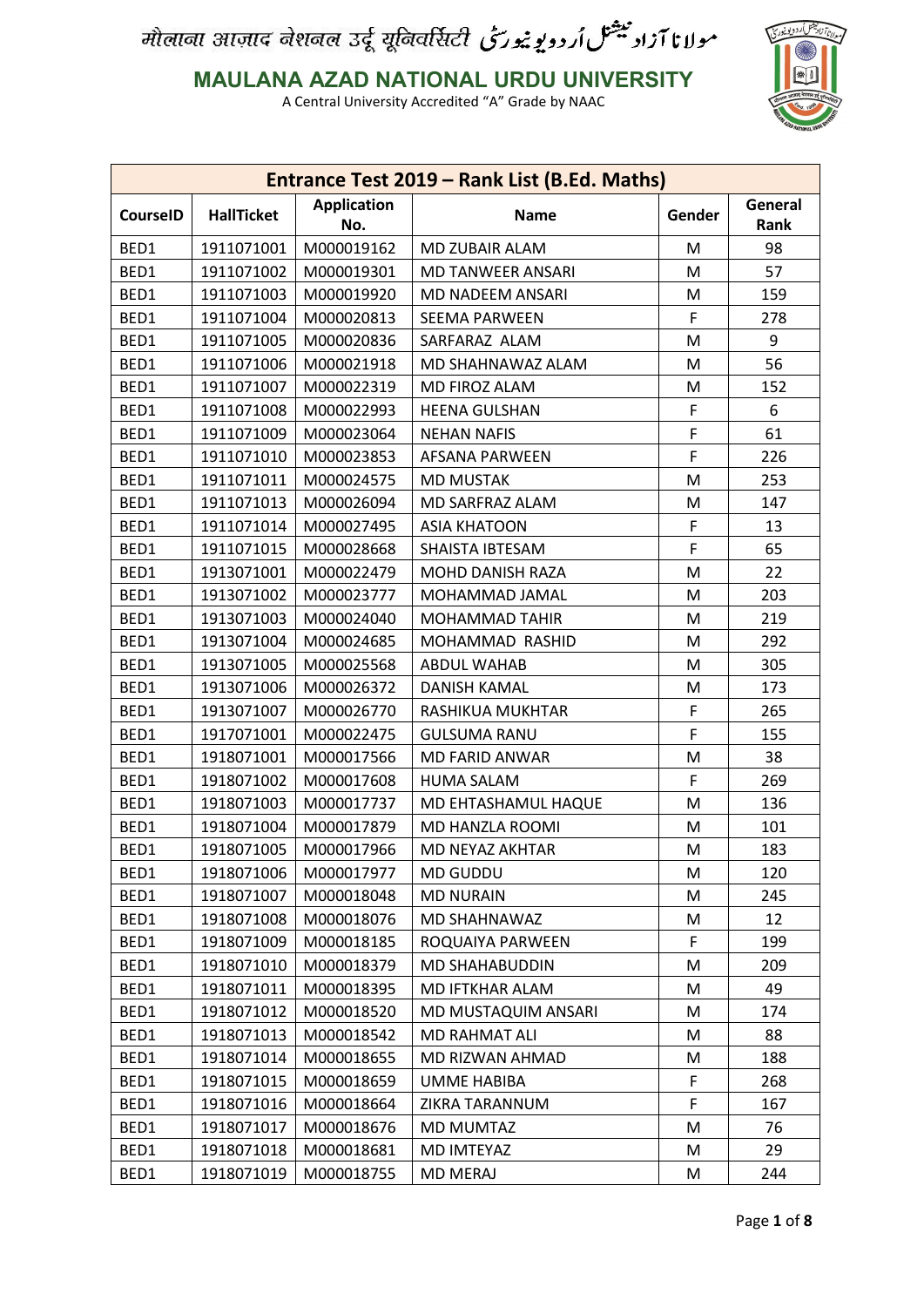मौलाना आज़ाद नेशनल उर्दू यूनिवर्सिटी مولانا آزاد نیشنل اُردو یونیورسٹی

# MAULANA AZAD NATIONAL URDU UNIVERSITY

A Central University Accredited "A" Grade by NAAC

| Entrance Test 2019 – Rank List (B.Ed. Maths) | | | | | |
|---|---|---|---|---|---|
| CourseID | HallTicket | Application No. | Name | Gender | General Rank |
| BED1 | 1911071001 | M000019162 | MD ZUBAIR ALAM | M | 98 |
| BED1 | 1911071002 | M000019301 | MD TANWEER ANSARI | M | 57 |
| BED1 | 1911071003 | M000019920 | MD NADEEM ANSARI | M | 159 |
| BED1 | 1911071004 | M000020813 | SEEMA PARWEEN | F | 278 |
| BED1 | 1911071005 | M000020836 | SARFARAZ ALAM | M | 9 |
| BED1 | 1911071006 | M000021918 | MD SHAHNAWAZ ALAM | M | 56 |
| BED1 | 1911071007 | M000022319 | MD FIROZ ALAM | M | 152 |
| BED1 | 1911071008 | M000022993 | HEENA GULSHAN | F | 6 |
| BED1 | 1911071009 | M000023064 | NEHAN NAFIS | F | 61 |
| BED1 | 1911071010 | M000023853 | AFSANA PARWEEN | F | 226 |
| BED1 | 1911071011 | M000024575 | MD MUSTAK | M | 253 |
| BED1 | 1911071013 | M000026094 | MD SARFRAZ ALAM | M | 147 |
| BED1 | 1911071014 | M000027495 | ASIA KHATOON | F | 13 |
| BED1 | 1911071015 | M000028668 | SHAISTA IBTESAM | F | 65 |
| BED1 | 1913071001 | M000022479 | MOHD DANISH RAZA | M | 22 |
| BED1 | 1913071002 | M000023777 | MOHAMMAD JAMAL | M | 203 |
| BED1 | 1913071003 | M000024040 | MOHAMMAD TAHIR | M | 219 |
| BED1 | 1913071004 | M000024685 | MOHAMMAD RASHID | M | 292 |
| BED1 | 1913071005 | M000025568 | ABDUL WAHAB | M | 305 |
| BED1 | 1913071006 | M000026372 | DANISH KAMAL | M | 173 |
| BED1 | 1913071007 | M000026770 | RASHIKUA MUKHTAR | F | 265 |
| BED1 | 1917071001 | M000022475 | GULSUMA RANU | F | 155 |
| BED1 | 1918071001 | M000017566 | MD FARID ANWAR | M | 38 |
| BED1 | 1918071002 | M000017608 | HUMA SALAM | F | 269 |
| BED1 | 1918071003 | M000017737 | MD EHTASHAMUL HAQUE | M | 136 |
| BED1 | 1918071004 | M000017879 | MD HANZLA ROOMI | M | 101 |
| BED1 | 1918071005 | M000017966 | MD NEYAZ AKHTAR | M | 183 |
| BED1 | 1918071006 | M000017977 | MD GUDDU | M | 120 |
| BED1 | 1918071007 | M000018048 | MD NURAIN | M | 245 |
| BED1 | 1918071008 | M000018076 | MD SHAHNAWAZ | M | 12 |
| BED1 | 1918071009 | M000018185 | ROQUAIYA PARWEEN | F | 199 |
| BED1 | 1918071010 | M000018379 | MD SHAHABUDDIN | M | 209 |
| BED1 | 1918071011 | M000018395 | MD IFTKHAR ALAM | M | 49 |
| BED1 | 1918071012 | M000018520 | MD MUSTAQUIM ANSARI | M | 174 |
| BED1 | 1918071013 | M000018542 | MD RAHMAT ALI | M | 88 |
| BED1 | 1918071014 | M000018655 | MD RIZWAN AHMAD | M | 188 |
| BED1 | 1918071015 | M000018659 | UMME HABIBA | F | 268 |
| BED1 | 1918071016 | M000018664 | ZIKRA TARANNUM | F | 167 |
| BED1 | 1918071017 | M000018676 | MD MUMTAZ | M | 76 |
| BED1 | 1918071018 | M000018681 | MD IMTEYAZ | M | 29 |
| BED1 | 1918071019 | M000018755 | MD MERAJ | M | 244 |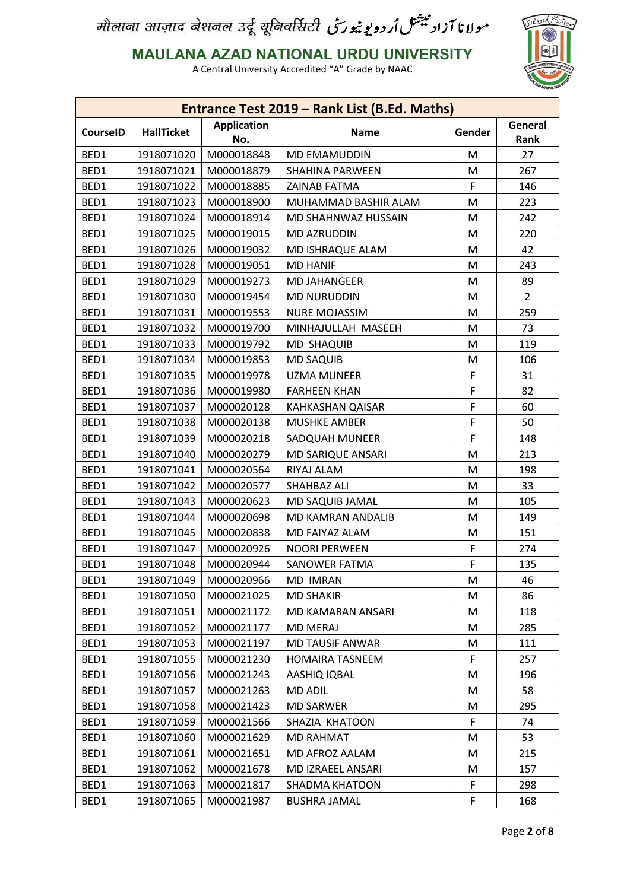मौलाना आज़ाद नेशनल उर्दू यूनिवर्सिटी مولانا آزاد نیشنل اُردو یونیورسٹی

# MAULANA AZAD NATIONAL URDU UNIVERSITY

A Central University Accredited "A" Grade by NAAC

## Entrance Test 2019 – Rank List (B.Ed. Maths)

| CourseID | HallTicket | Application No. | Name | Gender | General Rank |
|---|---|---|---|---|---|
| BED1 | 1918071020 | M000018848 | MD EMAMUDDIN | M | 27 |
| BED1 | 1918071021 | M000018879 | SHAHINA PARWEEN | M | 267 |
| BED1 | 1918071022 | M000018885 | ZAINAB FATMA | F | 146 |
| BED1 | 1918071023 | M000018900 | MUHAMMAD BASHIR ALAM | M | 223 |
| BED1 | 1918071024 | M000018914 | MD SHAHNWAZ HUSSAIN | M | 242 |
| BED1 | 1918071025 | M000019015 | MD AZRUDDIN | M | 220 |
| BED1 | 1918071026 | M000019032 | MD ISHRAQUE ALAM | M | 42 |
| BED1 | 1918071028 | M000019051 | MD HANIF | M | 243 |
| BED1 | 1918071029 | M000019273 | MD JAHANGEER | M | 89 |
| BED1 | 1918071030 | M000019454 | MD NURUDDIN | M | 2 |
| BED1 | 1918071031 | M000019553 | NURE MOJASSIM | M | 259 |
| BED1 | 1918071032 | M000019700 | MINHAJULLAH MASEEH | M | 73 |
| BED1 | 1918071033 | M000019792 | MD SHAQUIB | M | 119 |
| BED1 | 1918071034 | M000019853 | MD SAQUIB | M | 106 |
| BED1 | 1918071035 | M000019978 | UZMA MUNEER | F | 31 |
| BED1 | 1918071036 | M000019980 | FARHEEN KHAN | F | 82 |
| BED1 | 1918071037 | M000020128 | KAHKASHAN QAISAR | F | 60 |
| BED1 | 1918071038 | M000020138 | MUSHKE AMBER | F | 50 |
| BED1 | 1918071039 | M000020218 | SADQUAH MUNEER | F | 148 |
| BED1 | 1918071040 | M000020279 | MD SARIQUE ANSARI | M | 213 |
| BED1 | 1918071041 | M000020564 | RIYAJ ALAM | M | 198 |
| BED1 | 1918071042 | M000020577 | SHAHBAZ ALI | M | 33 |
| BED1 | 1918071043 | M000020623 | MD SAQUIB JAMAL | M | 105 |
| BED1 | 1918071044 | M000020698 | MD KAMRAN ANDALIB | M | 149 |
| BED1 | 1918071045 | M000020838 | MD FAIYAZ ALAM | M | 151 |
| BED1 | 1918071047 | M000020926 | NOORI PERWEEN | F | 274 |
| BED1 | 1918071048 | M000020944 | SANOWER FATMA | F | 135 |
| BED1 | 1918071049 | M000020966 | MD IMRAN | M | 46 |
| BED1 | 1918071050 | M000021025 | MD SHAKIR | M | 86 |
| BED1 | 1918071051 | M000021172 | MD KAMARAN ANSARI | M | 118 |
| BED1 | 1918071052 | M000021177 | MD MERAJ | M | 285 |
| BED1 | 1918071053 | M000021197 | MD TAUSIF ANWAR | M | 111 |
| BED1 | 1918071055 | M000021230 | HOMAIRA TASNEEM | F | 257 |
| BED1 | 1918071056 | M000021243 | AASHIQ IQBAL | M | 196 |
| BED1 | 1918071057 | M000021263 | MD ADIL | M | 58 |
| BED1 | 1918071058 | M000021423 | MD SARWER | M | 295 |
| BED1 | 1918071059 | M000021566 | SHAZIA KHATOON | F | 74 |
| BED1 | 1918071060 | M000021629 | MD RAHMAT | M | 53 |
| BED1 | 1918071061 | M000021651 | MD AFROZ AALAM | M | 215 |
| BED1 | 1918071062 | M000021678 | MD IZRAEEL ANSARI | M | 157 |
| BED1 | 1918071063 | M000021817 | SHADMA KHATOON | F | 298 |
| BED1 | 1918071065 | M000021987 | BUSHRA JAMAL | F | 168 |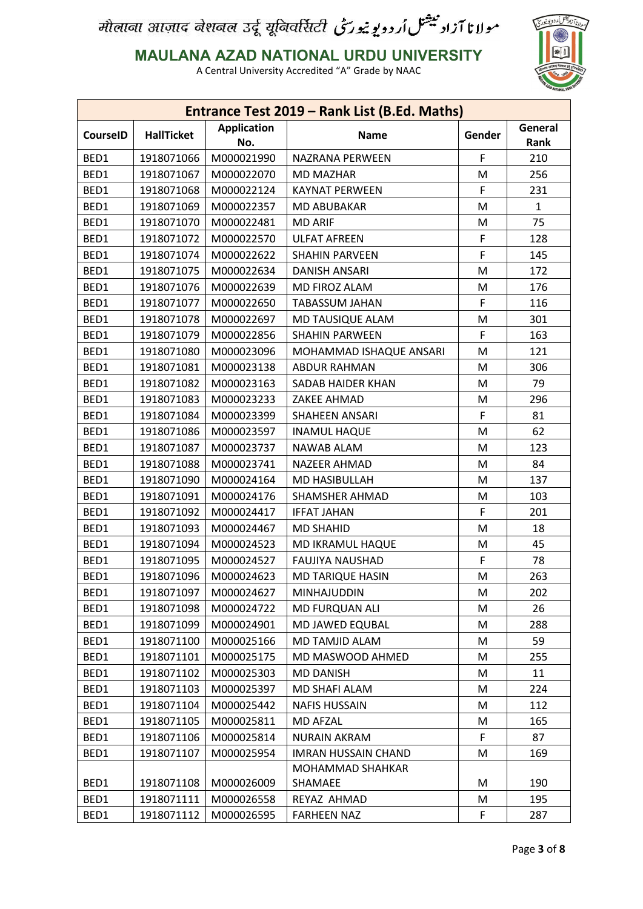मौलाना आज़ाद नेशनल उर्दू यूनिवर्सिटी مولانا آزاد نیشنل اُردو یونیورسٹی

# MAULANA AZAD NATIONAL URDU UNIVERSITY

A Central University Accredited "A" Grade by NAAC

## Entrance Test 2019 – Rank List (B.Ed. Maths)

| CourseID | HallTicket | Application No. | Name | Gender | General Rank |
|---|---|---|---|---|---|
| BED1 | 1918071066 | M000021990 | NAZRANA PERWEEN | F | 210 |
| BED1 | 1918071067 | M000022070 | MD MAZHAR | M | 256 |
| BED1 | 1918071068 | M000022124 | KAYNAT PERWEEN | F | 231 |
| BED1 | 1918071069 | M000022357 | MD ABUBAKAR | M | 1 |
| BED1 | 1918071070 | M000022481 | MD ARIF | M | 75 |
| BED1 | 1918071072 | M000022570 | ULFAT AFREEN | F | 128 |
| BED1 | 1918071074 | M000022622 | SHAHIN PARVEEN | F | 145 |
| BED1 | 1918071075 | M000022634 | DANISH ANSARI | M | 172 |
| BED1 | 1918071076 | M000022639 | MD FIROZ ALAM | M | 176 |
| BED1 | 1918071077 | M000022650 | TABASSUM JAHAN | F | 116 |
| BED1 | 1918071078 | M000022697 | MD TAUSIQUE ALAM | M | 301 |
| BED1 | 1918071079 | M000022856 | SHAHIN PARWEEN | F | 163 |
| BED1 | 1918071080 | M000023096 | MOHAMMAD ISHAQUE ANSARI | M | 121 |
| BED1 | 1918071081 | M000023138 | ABDUR RAHMAN | M | 306 |
| BED1 | 1918071082 | M000023163 | SADAB HAIDER KHAN | M | 79 |
| BED1 | 1918071083 | M000023233 | ZAKEE AHMAD | M | 296 |
| BED1 | 1918071084 | M000023399 | SHAHEEN ANSARI | F | 81 |
| BED1 | 1918071086 | M000023597 | INAMUL HAQUE | M | 62 |
| BED1 | 1918071087 | M000023737 | NAWAB ALAM | M | 123 |
| BED1 | 1918071088 | M000023741 | NAZEER AHMAD | M | 84 |
| BED1 | 1918071090 | M000024164 | MD HASIBULLAH | M | 137 |
| BED1 | 1918071091 | M000024176 | SHAMSHER AHMAD | M | 103 |
| BED1 | 1918071092 | M000024417 | IFFAT JAHAN | F | 201 |
| BED1 | 1918071093 | M000024467 | MD SHAHID | M | 18 |
| BED1 | 1918071094 | M000024523 | MD IKRAMUL HAQUE | M | 45 |
| BED1 | 1918071095 | M000024527 | FAUJIYA NAUSHAD | F | 78 |
| BED1 | 1918071096 | M000024623 | MD TARIQUE HASIN | M | 263 |
| BED1 | 1918071097 | M000024627 | MINHAJUDDIN | M | 202 |
| BED1 | 1918071098 | M000024722 | MD FURQUAN ALI | M | 26 |
| BED1 | 1918071099 | M000024901 | MD JAWED EQUBAL | M | 288 |
| BED1 | 1918071100 | M000025166 | MD TAMJID ALAM | M | 59 |
| BED1 | 1918071101 | M000025175 | MD MASWOOD AHMED | M | 255 |
| BED1 | 1918071102 | M000025303 | MD DANISH | M | 11 |
| BED1 | 1918071103 | M000025397 | MD SHAFI ALAM | M | 224 |
| BED1 | 1918071104 | M000025442 | NAFIS HUSSAIN | M | 112 |
| BED1 | 1918071105 | M000025811 | MD AFZAL | M | 165 |
| BED1 | 1918071106 | M000025814 | NURAIN AKRAM | F | 87 |
| BED1 | 1918071107 | M000025954 | IMRAN HUSSAIN CHAND | M | 169 |
| BED1 | 1918071108 | M000026009 | MOHAMMAD SHAHKAR SHAMAEE | M | 190 |
| BED1 | 1918071111 | M000026558 | REYAZ AHMAD | M | 195 |
| BED1 | 1918071112 | M000026595 | FARHEEN NAZ | F | 287 |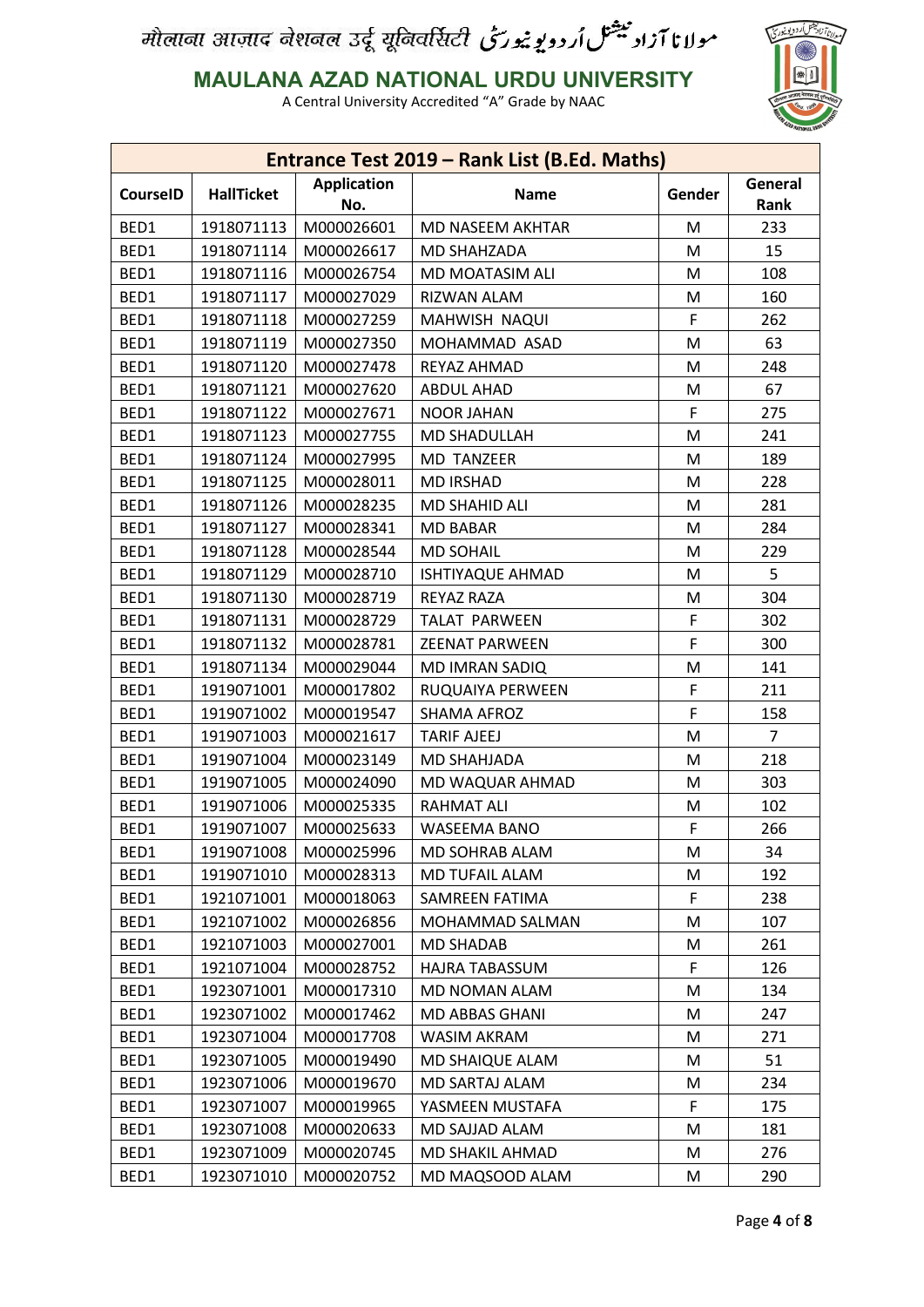मौलाना आज़ाद नेशनल उर्दू यूनिवर्सिटी مولانا آزاد نیشنل اُردو یونیورسٹی

**MAULANA AZAD NATIONAL URDU UNIVERSITY**

A Central University Accredited "A" Grade by NAAC

| Entrance Test 2019 – Rank List (B.Ed. Maths) | | | | | |
|---|---|---|---|---|---|
| **CourseID** | **HallTicket** | **Application No.** | **Name** | **Gender** | **General Rank** |
| BED1 | 1918071113 | M000026601 | MD NASEEM AKHTAR | M | 233 |
| BED1 | 1918071114 | M000026617 | MD SHAHZADA | M | 15 |
| BED1 | 1918071116 | M000026754 | MD MOATASIM ALI | M | 108 |
| BED1 | 1918071117 | M000027029 | RIZWAN ALAM | M | 160 |
| BED1 | 1918071118 | M000027259 | MAHWISH NAQUI | F | 262 |
| BED1 | 1918071119 | M000027350 | MOHAMMAD ASAD | M | 63 |
| BED1 | 1918071120 | M000027478 | REYAZ AHMAD | M | 248 |
| BED1 | 1918071121 | M000027620 | ABDUL AHAD | M | 67 |
| BED1 | 1918071122 | M000027671 | NOOR JAHAN | F | 275 |
| BED1 | 1918071123 | M000027755 | MD SHADULLAH | M | 241 |
| BED1 | 1918071124 | M000027995 | MD TANZEER | M | 189 |
| BED1 | 1918071125 | M000028011 | MD IRSHAD | M | 228 |
| BED1 | 1918071126 | M000028235 | MD SHAHID ALI | M | 281 |
| BED1 | 1918071127 | M000028341 | MD BABAR | M | 284 |
| BED1 | 1918071128 | M000028544 | MD SOHAIL | M | 229 |
| BED1 | 1918071129 | M000028710 | ISHTIYAQUE AHMAD | M | 5 |
| BED1 | 1918071130 | M000028719 | REYAZ RAZA | M | 304 |
| BED1 | 1918071131 | M000028729 | TALAT PARWEEN | F | 302 |
| BED1 | 1918071132 | M000028781 | ZEENAT PARWEEN | F | 300 |
| BED1 | 1918071134 | M000029044 | MD IMRAN SADIQ | M | 141 |
| BED1 | 1919071001 | M000017802 | RUQUAIYA PERWEEN | F | 211 |
| BED1 | 1919071002 | M000019547 | SHAMA AFROZ | F | 158 |
| BED1 | 1919071003 | M000021617 | TARIF AJEEJ | M | 7 |
| BED1 | 1919071004 | M000023149 | MD SHAHJADA | M | 218 |
| BED1 | 1919071005 | M000024090 | MD WAQUAR AHMAD | M | 303 |
| BED1 | 1919071006 | M000025335 | RAHMAT ALI | M | 102 |
| BED1 | 1919071007 | M000025633 | WASEEMA BANO | F | 266 |
| BED1 | 1919071008 | M000025996 | MD SOHRAB ALAM | M | 34 |
| BED1 | 1919071010 | M000028313 | MD TUFAIL ALAM | M | 192 |
| BED1 | 1921071001 | M000018063 | SAMREEN FATIMA | F | 238 |
| BED1 | 1921071002 | M000026856 | MOHAMMAD SALMAN | M | 107 |
| BED1 | 1921071003 | M000027001 | MD SHADAB | M | 261 |
| BED1 | 1921071004 | M000028752 | HAJRA TABASSUM | F | 126 |
| BED1 | 1923071001 | M000017310 | MD NOMAN ALAM | M | 134 |
| BED1 | 1923071002 | M000017462 | MD ABBAS GHANI | M | 247 |
| BED1 | 1923071004 | M000017708 | WASIM AKRAM | M | 271 |
| BED1 | 1923071005 | M000019490 | MD SHAIQUE ALAM | M | 51 |
| BED1 | 1923071006 | M000019670 | MD SARTAJ ALAM | M | 234 |
| BED1 | 1923071007 | M000019965 | YASMEEN MUSTAFA | F | 175 |
| BED1 | 1923071008 | M000020633 | MD SAJJAD ALAM | M | 181 |
| BED1 | 1923071009 | M000020745 | MD SHAKIL AHMAD | M | 276 |
| BED1 | 1923071010 | M000020752 | MD MAQSOOD ALAM | M | 290 |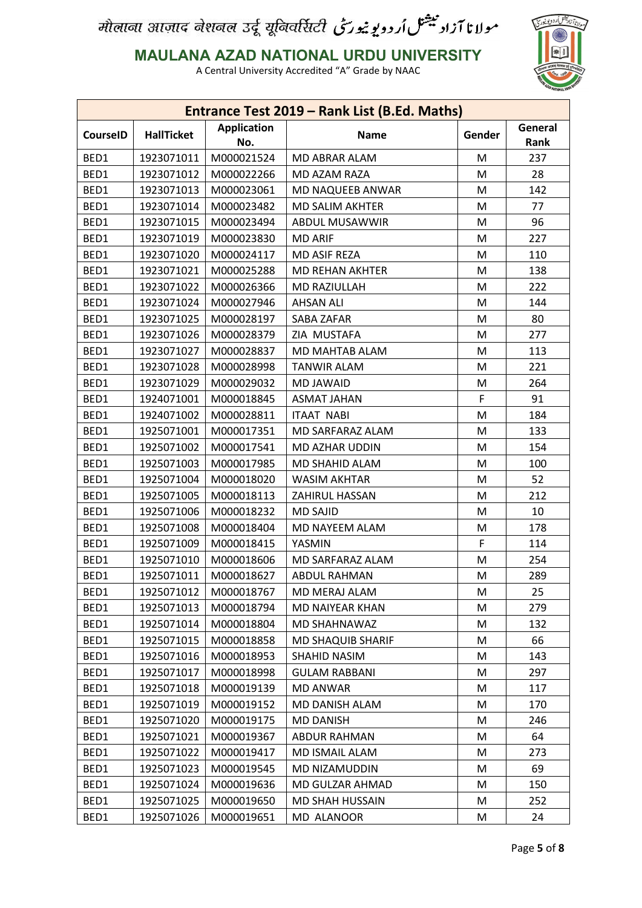# मौलाना आज़ाद नेशनल उर्दू यूनिवर्सिटी مولانا آزاد نیشنل اُردو یونیورسٹی

## MAULANA AZAD NATIONAL URDU UNIVERSITY

A Central University Accredited "A" Grade by NAAC

| Entrance Test 2019 – Rank List (B.Ed. Maths) | | | | | |
|---|---|---|---|---|---|
| **CourseID** | **HallTicket** | **Application No.** | **Name** | **Gender** | **General Rank** |
| BED1 | 1923071011 | M000021524 | MD ABRAR ALAM | M | 237 |
| BED1 | 1923071012 | M000022266 | MD AZAM RAZA | M | 28 |
| BED1 | 1923071013 | M000023061 | MD NAQUEEB ANWAR | M | 142 |
| BED1 | 1923071014 | M000023482 | MD SALIM AKHTER | M | 77 |
| BED1 | 1923071015 | M000023494 | ABDUL MUSAWWIR | M | 96 |
| BED1 | 1923071019 | M000023830 | MD ARIF | M | 227 |
| BED1 | 1923071020 | M000024117 | MD ASIF REZA | M | 110 |
| BED1 | 1923071021 | M000025288 | MD REHAN AKHTER | M | 138 |
| BED1 | 1923071022 | M000026366 | MD RAZIULLAH | M | 222 |
| BED1 | 1923071024 | M000027946 | AHSAN ALI | M | 144 |
| BED1 | 1923071025 | M000028197 | SABA ZAFAR | M | 80 |
| BED1 | 1923071026 | M000028379 | ZIA MUSTAFA | M | 277 |
| BED1 | 1923071027 | M000028837 | MD MAHTAB ALAM | M | 113 |
| BED1 | 1923071028 | M000028998 | TANWIR ALAM | M | 221 |
| BED1 | 1923071029 | M000029032 | MD JAWAID | M | 264 |
| BED1 | 1924071001 | M000018845 | ASMAT JAHAN | F | 91 |
| BED1 | 1924071002 | M000028811 | ITAAT NABI | M | 184 |
| BED1 | 1925071001 | M000017351 | MD SARFARAZ ALAM | M | 133 |
| BED1 | 1925071002 | M000017541 | MD AZHAR UDDIN | M | 154 |
| BED1 | 1925071003 | M000017985 | MD SHAHID ALAM | M | 100 |
| BED1 | 1925071004 | M000018020 | WASIM AKHTAR | M | 52 |
| BED1 | 1925071005 | M000018113 | ZAHIRUL HASSAN | M | 212 |
| BED1 | 1925071006 | M000018232 | MD SAJID | M | 10 |
| BED1 | 1925071008 | M000018404 | MD NAYEEM ALAM | M | 178 |
| BED1 | 1925071009 | M000018415 | YASMIN | F | 114 |
| BED1 | 1925071010 | M000018606 | MD SARFARAZ ALAM | M | 254 |
| BED1 | 1925071011 | M000018627 | ABDUL RAHMAN | M | 289 |
| BED1 | 1925071012 | M000018767 | MD MERAJ ALAM | M | 25 |
| BED1 | 1925071013 | M000018794 | MD NAIYEAR KHAN | M | 279 |
| BED1 | 1925071014 | M000018804 | MD SHAHNAWAZ | M | 132 |
| BED1 | 1925071015 | M000018858 | MD SHAQUIB SHARIF | M | 66 |
| BED1 | 1925071016 | M000018953 | SHAHID NASIM | M | 143 |
| BED1 | 1925071017 | M000018998 | GULAM RABBANI | M | 297 |
| BED1 | 1925071018 | M000019139 | MD ANWAR | M | 117 |
| BED1 | 1925071019 | M000019152 | MD DANISH ALAM | M | 170 |
| BED1 | 1925071020 | M000019175 | MD DANISH | M | 246 |
| BED1 | 1925071021 | M000019367 | ABDUR RAHMAN | M | 64 |
| BED1 | 1925071022 | M000019417 | MD ISMAIL ALAM | M | 273 |
| BED1 | 1925071023 | M000019545 | MD NIZAMUDDIN | M | 69 |
| BED1 | 1925071024 | M000019636 | MD GULZAR AHMAD | M | 150 |
| BED1 | 1925071025 | M000019650 | MD SHAH HUSSAIN | M | 252 |
| BED1 | 1925071026 | M000019651 | MD ALANOOR | M | 24 |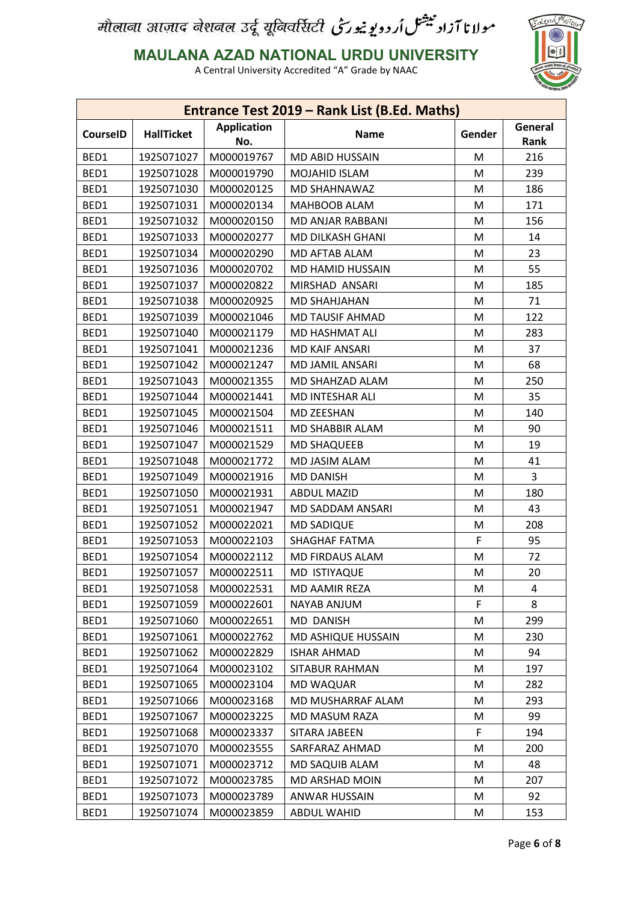# मौलाना आज़ाद नेशनल उर्दू यूनिवर्सिटी مولانا آزاد نیشنل اُردو یونیورسٹی

## MAULANA AZAD NATIONAL URDU UNIVERSITY

A Central University Accredited "A" Grade by NAAC

| Entrance Test 2019 – Rank List (B.Ed. Maths) | | | | | |
|---|---|---|---|---|---|
| CourseID | HallTicket | Application No. | Name | Gender | General Rank |
| BED1 | 1925071027 | M000019767 | MD ABID HUSSAIN | M | 216 |
| BED1 | 1925071028 | M000019790 | MOJAHID ISLAM | M | 239 |
| BED1 | 1925071030 | M000020125 | MD SHAHNAWAZ | M | 186 |
| BED1 | 1925071031 | M000020134 | MAHBOOB ALAM | M | 171 |
| BED1 | 1925071032 | M000020150 | MD ANJAR RABBANI | M | 156 |
| BED1 | 1925071033 | M000020277 | MD DILKASH GHANI | M | 14 |
| BED1 | 1925071034 | M000020290 | MD AFTAB ALAM | M | 23 |
| BED1 | 1925071036 | M000020702 | MD HAMID HUSSAIN | M | 55 |
| BED1 | 1925071037 | M000020822 | MIRSHAD ANSARI | M | 185 |
| BED1 | 1925071038 | M000020925 | MD SHAHJAHAN | M | 71 |
| BED1 | 1925071039 | M000021046 | MD TAUSIF AHMAD | M | 122 |
| BED1 | 1925071040 | M000021179 | MD HASHMAT ALI | M | 283 |
| BED1 | 1925071041 | M000021236 | MD KAIF ANSARI | M | 37 |
| BED1 | 1925071042 | M000021247 | MD JAMIL ANSARI | M | 68 |
| BED1 | 1925071043 | M000021355 | MD SHAHZAD ALAM | M | 250 |
| BED1 | 1925071044 | M000021441 | MD INTESHAR ALI | M | 35 |
| BED1 | 1925071045 | M000021504 | MD ZEESHAN | M | 140 |
| BED1 | 1925071046 | M000021511 | MD SHABBIR ALAM | M | 90 |
| BED1 | 1925071047 | M000021529 | MD SHAQUEEB | M | 19 |
| BED1 | 1925071048 | M000021772 | MD JASIM ALAM | M | 41 |
| BED1 | 1925071049 | M000021916 | MD DANISH | M | 3 |
| BED1 | 1925071050 | M000021931 | ABDUL MAZID | M | 180 |
| BED1 | 1925071051 | M000021947 | MD SADDAM ANSARI | M | 43 |
| BED1 | 1925071052 | M000022021 | MD SADIQUE | M | 208 |
| BED1 | 1925071053 | M000022103 | SHAGHAF FATMA | F | 95 |
| BED1 | 1925071054 | M000022112 | MD FIRDAUS ALAM | M | 72 |
| BED1 | 1925071057 | M000022511 | MD ISTIYAQUE | M | 20 |
| BED1 | 1925071058 | M000022531 | MD AAMIR REZA | M | 4 |
| BED1 | 1925071059 | M000022601 | NAYAB ANJUM | F | 8 |
| BED1 | 1925071060 | M000022651 | MD DANISH | M | 299 |
| BED1 | 1925071061 | M000022762 | MD ASHIQUE HUSSAIN | M | 230 |
| BED1 | 1925071062 | M000022829 | ISHAR AHMAD | M | 94 |
| BED1 | 1925071064 | M000023102 | SITABUR RAHMAN | M | 197 |
| BED1 | 1925071065 | M000023104 | MD WAQUAR | M | 282 |
| BED1 | 1925071066 | M000023168 | MD MUSHARRAF ALAM | M | 293 |
| BED1 | 1925071067 | M000023225 | MD MASUM RAZA | M | 99 |
| BED1 | 1925071068 | M000023337 | SITARA JABEEN | F | 194 |
| BED1 | 1925071070 | M000023555 | SARFARAZ AHMAD | M | 200 |
| BED1 | 1925071071 | M000023712 | MD SAQUIB ALAM | M | 48 |
| BED1 | 1925071072 | M000023785 | MD ARSHAD MOIN | M | 207 |
| BED1 | 1925071073 | M000023789 | ANWAR HUSSAIN | M | 92 |
| BED1 | 1925071074 | M000023859 | ABDUL WAHID | M | 153 |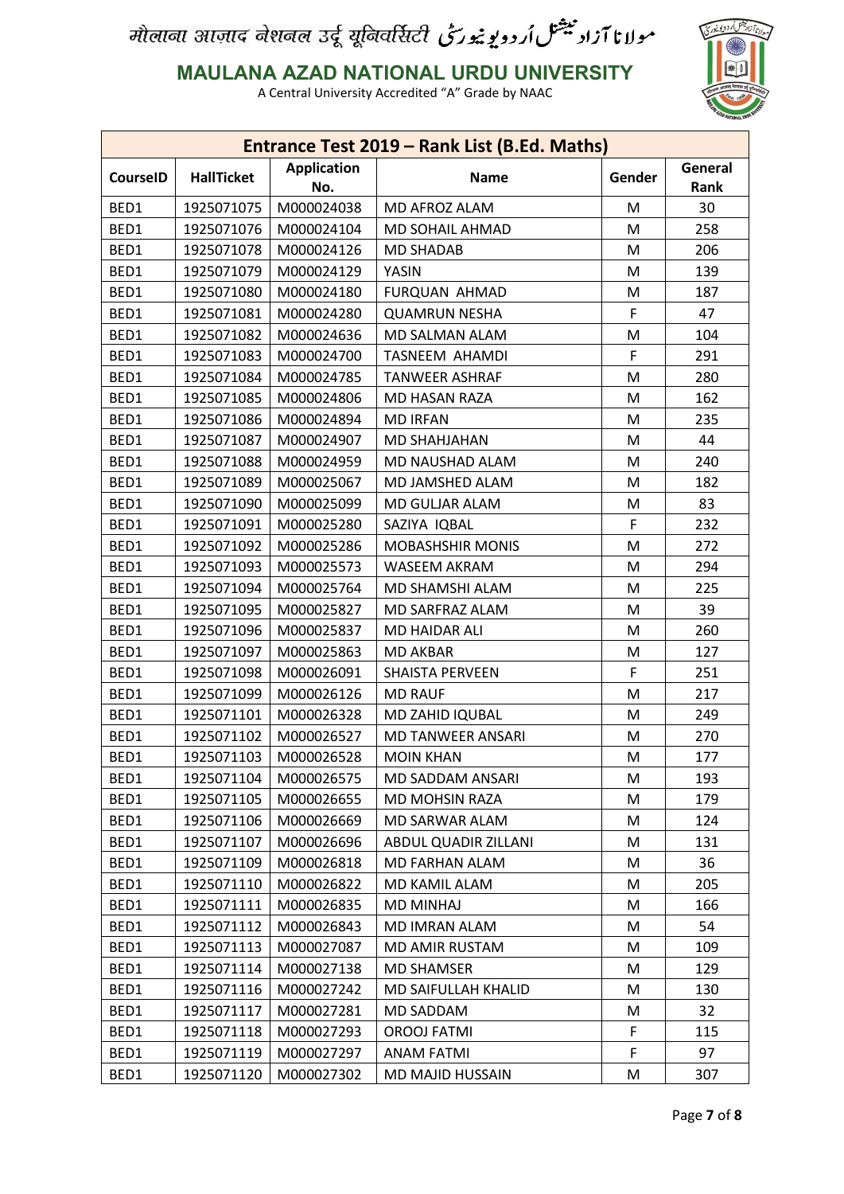मौलाना आज़ाद नेशनल उर्दू यूनिवर्सिटी مولانا آزاد نیشنل اُردو یونیورسٹی

**MAULANA AZAD NATIONAL URDU UNIVERSITY**

A Central University Accredited "A" Grade by NAAC

| Entrance Test 2019 – Rank List (B.Ed. Maths) | | | | | |
|---|---|---|---|---|---|
| **CourseID** | **HallTicket** | **Application No.** | **Name** | **Gender** | **General Rank** |
| BED1 | 1925071075 | M000024038 | MD AFROZ ALAM | M | 30 |
| BED1 | 1925071076 | M000024104 | MD SOHAIL AHMAD | M | 258 |
| BED1 | 1925071078 | M000024126 | MD SHADAB | M | 206 |
| BED1 | 1925071079 | M000024129 | YASIN | M | 139 |
| BED1 | 1925071080 | M000024180 | FURQUAN AHMAD | M | 187 |
| BED1 | 1925071081 | M000024280 | QUAMRUN NESHA | F | 47 |
| BED1 | 1925071082 | M000024636 | MD SALMAN ALAM | M | 104 |
| BED1 | 1925071083 | M000024700 | TASNEEM AHAMDI | F | 291 |
| BED1 | 1925071084 | M000024785 | TANWEER ASHRAF | M | 280 |
| BED1 | 1925071085 | M000024806 | MD HASAN RAZA | M | 162 |
| BED1 | 1925071086 | M000024894 | MD IRFAN | M | 235 |
| BED1 | 1925071087 | M000024907 | MD SHAHJAHAN | M | 44 |
| BED1 | 1925071088 | M000024959 | MD NAUSHAD ALAM | M | 240 |
| BED1 | 1925071089 | M000025067 | MD JAMSHED ALAM | M | 182 |
| BED1 | 1925071090 | M000025099 | MD GULJAR ALAM | M | 83 |
| BED1 | 1925071091 | M000025280 | SAZIYA IQBAL | F | 232 |
| BED1 | 1925071092 | M000025286 | MOBASHSHIR MONIS | M | 272 |
| BED1 | 1925071093 | M000025573 | WASEEM AKRAM | M | 294 |
| BED1 | 1925071094 | M000025764 | MD SHAMSHI ALAM | M | 225 |
| BED1 | 1925071095 | M000025827 | MD SARFRAZ ALAM | M | 39 |
| BED1 | 1925071096 | M000025837 | MD HAIDAR ALI | M | 260 |
| BED1 | 1925071097 | M000025863 | MD AKBAR | M | 127 |
| BED1 | 1925071098 | M000026091 | SHAISTA PERVEEN | F | 251 |
| BED1 | 1925071099 | M000026126 | MD RAUF | M | 217 |
| BED1 | 1925071101 | M000026328 | MD ZAHID IQUBAL | M | 249 |
| BED1 | 1925071102 | M000026527 | MD TANWEER ANSARI | M | 270 |
| BED1 | 1925071103 | M000026528 | MOIN KHAN | M | 177 |
| BED1 | 1925071104 | M000026575 | MD SADDAM ANSARI | M | 193 |
| BED1 | 1925071105 | M000026655 | MD MOHSIN RAZA | M | 179 |
| BED1 | 1925071106 | M000026669 | MD SARWAR ALAM | M | 124 |
| BED1 | 1925071107 | M000026696 | ABDUL QUADIR ZILLANI | M | 131 |
| BED1 | 1925071109 | M000026818 | MD FARHAN ALAM | M | 36 |
| BED1 | 1925071110 | M000026822 | MD KAMIL ALAM | M | 205 |
| BED1 | 1925071111 | M000026835 | MD MINHAJ | M | 166 |
| BED1 | 1925071112 | M000026843 | MD IMRAN ALAM | M | 54 |
| BED1 | 1925071113 | M000027087 | MD AMIR RUSTAM | M | 109 |
| BED1 | 1925071114 | M000027138 | MD SHAMSER | M | 129 |
| BED1 | 1925071116 | M000027242 | MD SAIFULLAH KHALID | M | 130 |
| BED1 | 1925071117 | M000027281 | MD SADDAM | M | 32 |
| BED1 | 1925071118 | M000027293 | OROOJ FATMI | F | 115 |
| BED1 | 1925071119 | M000027297 | ANAM FATMI | F | 97 |
| BED1 | 1925071120 | M000027302 | MD MAJID HUSSAIN | M | 307 |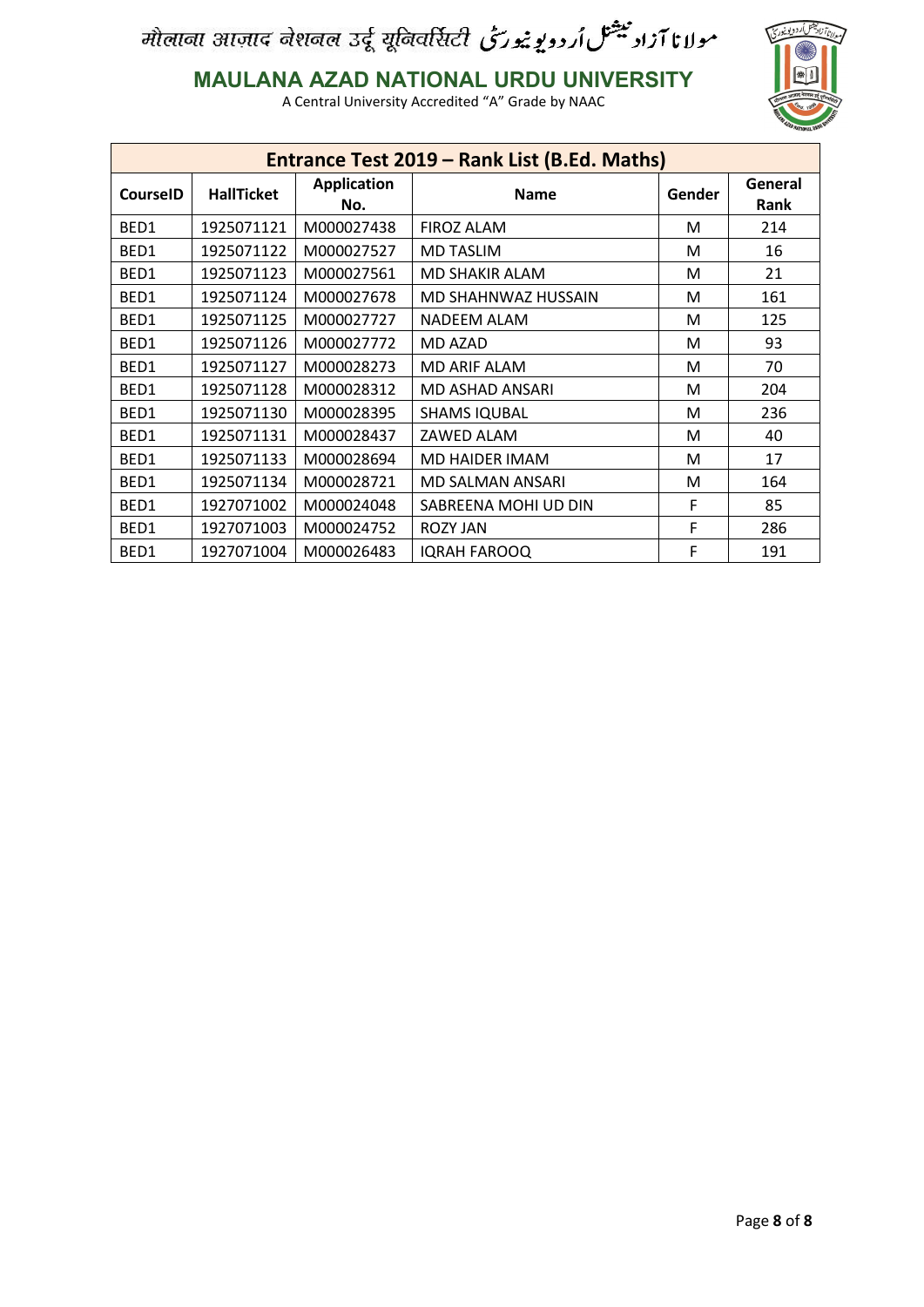मौलाना आज़ाद नेशनल उर्दू यूनिवर्सिटी مولانا آزاد نیشنل اُردو یونیورسٹی

**MAULANA AZAD NATIONAL URDU UNIVERSITY**

A Central University Accredited "A" Grade by NAAC

| Entrance Test 2019 – Rank List (B.Ed. Maths) | | | | | |
|---|---|---|---|---|---|
| **CourseID** | **HallTicket** | **Application No.** | **Name** | **Gender** | **General Rank** |
| BED1 | 1925071121 | M000027438 | FIROZ ALAM | M | 214 |
| BED1 | 1925071122 | M000027527 | MD TASLIM | M | 16 |
| BED1 | 1925071123 | M000027561 | MD SHAKIR ALAM | M | 21 |
| BED1 | 1925071124 | M000027678 | MD SHAHNWAZ HUSSAIN | M | 161 |
| BED1 | 1925071125 | M000027727 | NADEEM ALAM | M | 125 |
| BED1 | 1925071126 | M000027772 | MD AZAD | M | 93 |
| BED1 | 1925071127 | M000028273 | MD ARIF ALAM | M | 70 |
| BED1 | 1925071128 | M000028312 | MD ASHAD ANSARI | M | 204 |
| BED1 | 1925071130 | M000028395 | SHAMS IQUBAL | M | 236 |
| BED1 | 1925071131 | M000028437 | ZAWED ALAM | M | 40 |
| BED1 | 1925071133 | M000028694 | MD HAIDER IMAM | M | 17 |
| BED1 | 1925071134 | M000028721 | MD SALMAN ANSARI | M | 164 |
| BED1 | 1927071002 | M000024048 | SABREENA MOHI UD DIN | F | 85 |
| BED1 | 1927071003 | M000024752 | ROZY JAN | F | 286 |
| BED1 | 1927071004 | M000026483 | IQRAH FAROOQ | F | 191 |